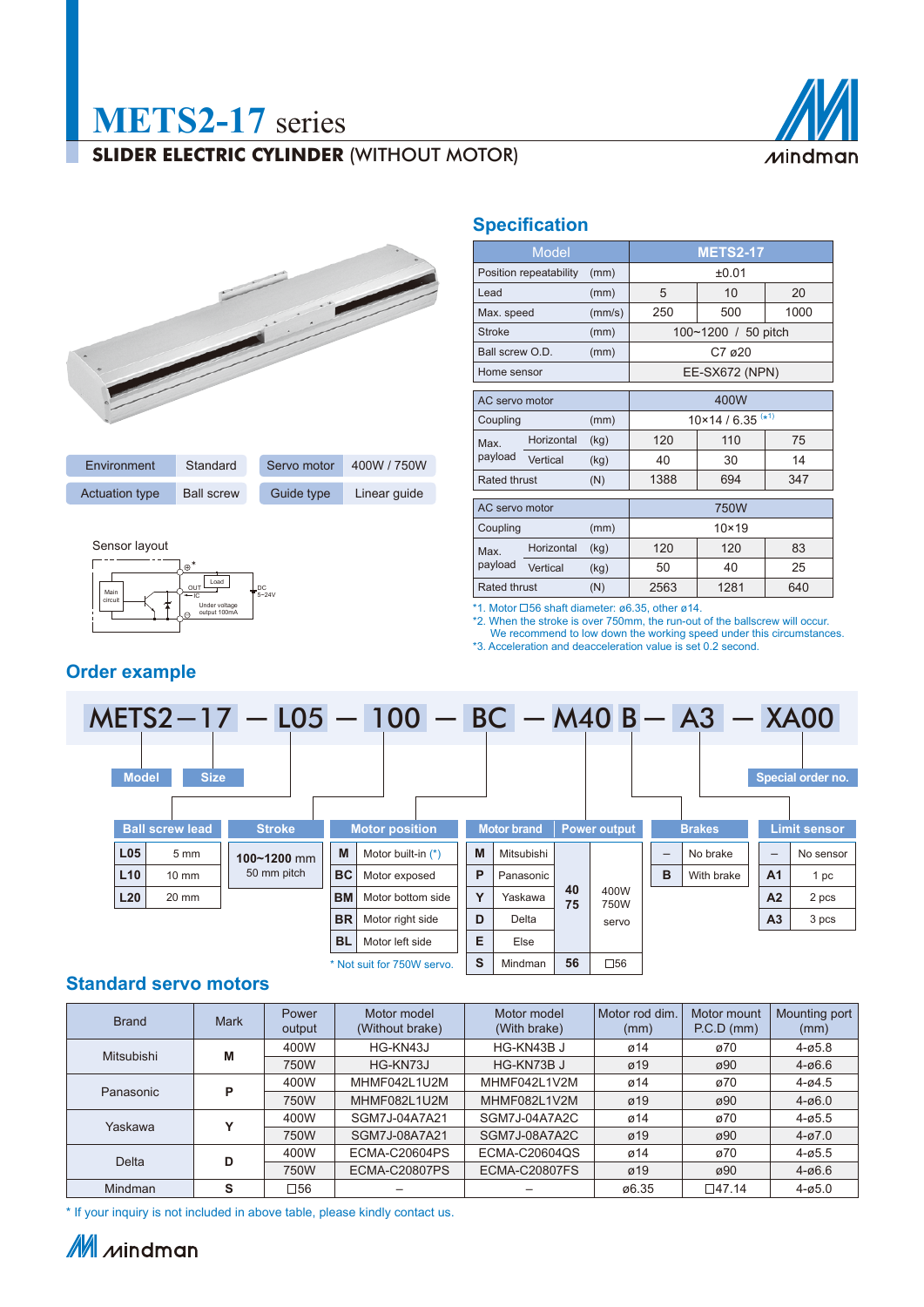# METS2-17 series

## SLIDER ELECTRIC CYLINDER (WITHOUT MOTOR)

| Environment | Standard | Servo motor | 400W / 750W |
|---|---|---|---|
| Actuation type | Ball screw | Guide type | Linear guide |

Sensor layout

## Specification

| Model | | METS2-17 | | |
|---|---|---|---|---|
| Position repeatability | (mm) | ±0.01 | | |
| Lead | (mm) | 5 | 10 | 20 |
| Max. speed | (mm/s) | 250 | 500 | 1000 |
| Stroke | (mm) | 100~1200 / 50 pitch | | |
| Ball screw O.D. | (mm) | C7 ø20 | | |
| Home sensor | | EE-SX672 (NPN) | | |

| AC servo motor | | 400W | | |
|---|---|---|---|---|
| Coupling | (mm) | 10×14 / 6.35 (*1) | | |
| Max. payload Horizontal | (kg) | 120 | 110 | 75 |
| Max. payload Vertical | (kg) | 40 | 30 | 14 |
| Rated thrust | (N) | 1388 | 694 | 347 |

| AC servo motor | | 750W | | |
|---|---|---|---|---|
| Coupling | (mm) | 10×19 | | |
| Max. payload Horizontal | (kg) | 120 | 120 | 83 |
| Max. payload Vertical | (kg) | 50 | 40 | 25 |
| Rated thrust | (N) | 2563 | 1281 | 640 |

*1. Motor □56 shaft diameter: ø6.35, other ø14.
*2. When the stroke is over 750mm, the run-out of the ballscrew will occur. We recommend to low down the working speed under this circumstances.
*3. Acceleration and deacceleration value is set 0.2 second.

## Order example

**METS2—17 — L05 — 100 — BC — M40 B— A3 — XA00**

Model — Size — Ball screw lead — Stroke — Motor position — Motor brand — Power output — Brakes — Limit sensor — Special order no.

**Ball screw lead**

| Code | Lead |
|---|---|
| L05 | 5 mm |
| L10 | 10 mm |
| L20 | 20 mm |

**Stroke**

100~1200 mm
50 mm pitch

**Motor position**

| Code | Position |
|---|---|
| M | Motor built-in (*) |
| BC | Motor exposed |
| BM | Motor bottom side |
| BR | Motor right side |
| BL | Motor left side |

* Not suit for 750W servo.

**Motor brand / Power output**

| Code | Brand | Code | Power output |
|---|---|---|---|
| M | Mitsubishi | 40<br>75 | 400W<br>750W<br>servo |
| P | Panasonic | | |
| Y | Yaskawa | | |
| D | Delta | | |
| E | Else | | |
| S | Mindman | 56 | □56 |

**Brakes**

| Code | Brakes |
|---|---|
| – | No brake |
| B | With brake |

**Limit sensor**

| Code | Limit sensor |
|---|---|
| – | No sensor |
| A1 | 1 pc |
| A2 | 2 pcs |
| A3 | 3 pcs |

## Standard servo motors

| Brand | Mark | Power output | Motor model (Without brake) | Motor model (With brake) | Motor rod dim. (mm) | Motor mount P.C.D (mm) | Mounting port (mm) |
|---|---|---|---|---|---|---|---|
| Mitsubishi | M | 400W | HG-KN43J | HG-KN43B J | ø14 | ø70 | 4-ø5.8 |
| | | 750W | HG-KN73J | HG-KN73B J | ø19 | ø90 | 4-ø6.6 |
| Panasonic | P | 400W | MHMF042L1U2M | MHMF042L1V2M | ø14 | ø70 | 4-ø4.5 |
| | | 750W | MHMF082L1U2M | MHMF082L1V2M | ø19 | ø90 | 4-ø6.0 |
| Yaskawa | Y | 400W | SGM7J-04A7A21 | SGM7J-04A7A2C | ø14 | ø70 | 4-ø5.5 |
| | | 750W | SGM7J-08A7A21 | SGM7J-08A7A2C | ø19 | ø90 | 4-ø7.0 |
| Delta | D | 400W | ECMA-C20604PS | ECMA-C20604QS | ø14 | ø70 | 4-ø5.5 |
| | | 750W | ECMA-C20807PS | ECMA-C20807FS | ø19 | ø90 | 4-ø6.6 |
| Mindman | S | □56 | – | – | ø6.35 | □47.14 | 4-ø5.0 |

* If your inquiry is not included in above table, please kindly contact us.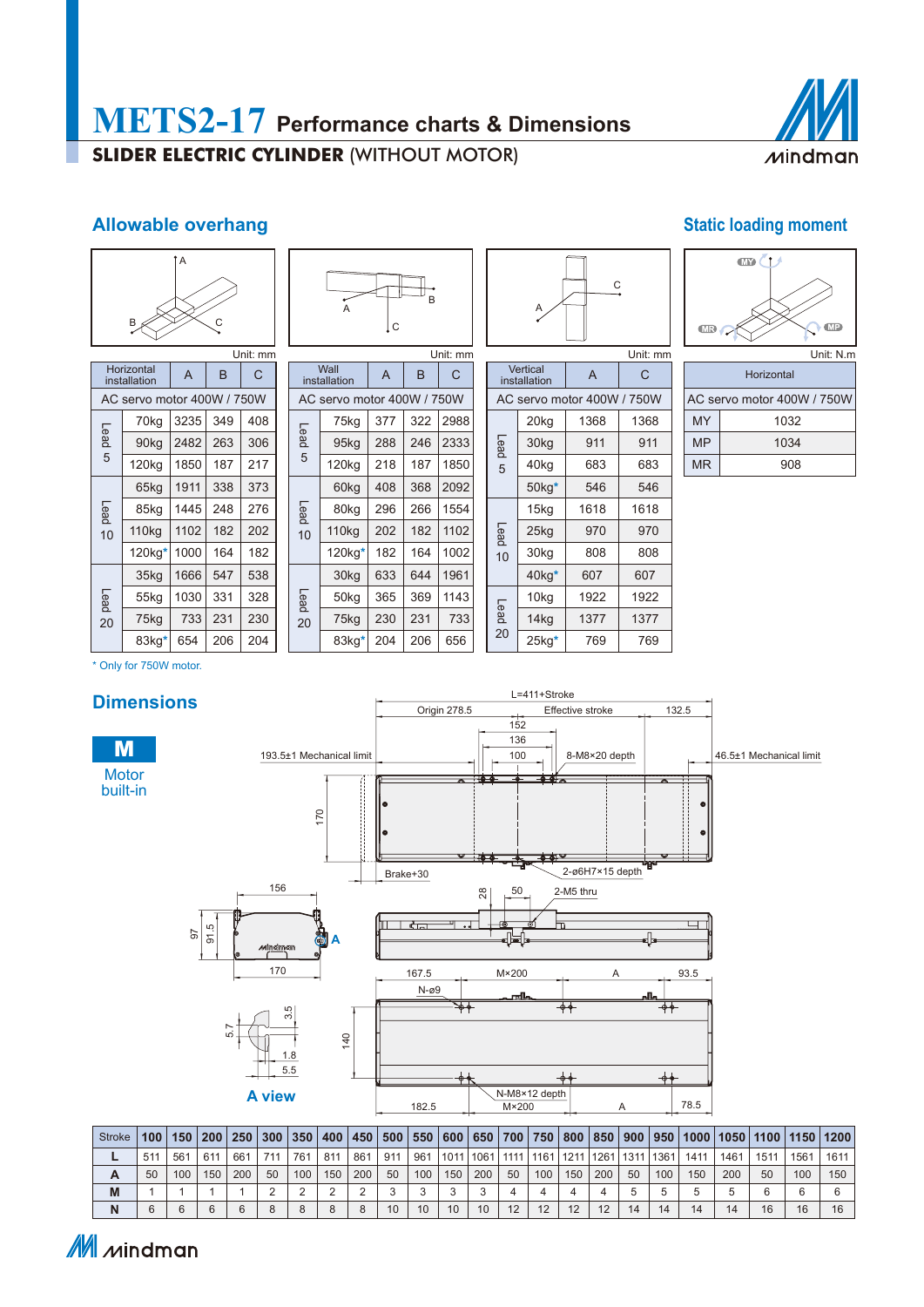# METS2-17 Performance charts & Dimensions

**SLIDER ELECTRIC CYLINDER** (WITHOUT MOTOR)

## Allowable overhang

Unit: mm

| Horizontal installation | | A | B | C |
|---|---|---|---|---|
| AC servo motor 400W / 750W | | | | |
| Lead 5 | 70kg | 3235 | 349 | 408 |
| | 90kg | 2482 | 263 | 306 |
| | 120kg | 1850 | 187 | 217 |
| Lead 10 | 65kg | 1911 | 338 | 373 |
| | 85kg | 1445 | 248 | 276 |
| | 110kg | 1102 | 182 | 202 |
| | 120kg* | 1000 | 164 | 182 |
| Lead 20 | 35kg | 1666 | 547 | 538 |
| | 55kg | 1030 | 331 | 328 |
| | 75kg | 733 | 231 | 230 |
| | 83kg* | 654 | 206 | 204 |

Unit: mm

| Wall installation | | A | B | C |
|---|---|---|---|---|
| AC servo motor 400W / 750W | | | | |
| Lead 5 | 75kg | 377 | 322 | 2988 |
| | 95kg | 288 | 246 | 2333 |
| | 120kg | 218 | 187 | 1850 |
| Lead 10 | 60kg | 408 | 368 | 2092 |
| | 80kg | 296 | 266 | 1554 |
| | 110kg | 202 | 182 | 1102 |
| | 120kg* | 182 | 164 | 1002 |
| Lead 20 | 30kg | 633 | 644 | 1961 |
| | 50kg | 365 | 369 | 1143 |
| | 75kg | 230 | 231 | 733 |
| | 83kg* | 204 | 206 | 656 |

Unit: mm

| Vertical installation | | A | C |
|---|---|---|---|
| AC servo motor 400W / 750W | | | |
| Lead 5 | 20kg | 1368 | 1368 |
| | 30kg | 911 | 911 |
| | 40kg | 683 | 683 |
| | 50kg* | 546 | 546 |
| Lead 10 | 15kg | 1618 | 1618 |
| | 25kg | 970 | 970 |
| | 30kg | 808 | 808 |
| | 40kg* | 607 | 607 |
| Lead 20 | 10kg | 1922 | 1922 |
| | 14kg | 1377 | 1377 |
| | 25kg* | 769 | 769 |

\* Only for 750W motor.

## Static loading moment

Unit: N.m

| Horizontal | |
|---|---|
| AC servo motor 400W / 750W | |
| MY | 1032 |
| MP | 1034 |
| MR | 908 |

## Dimensions

**M** Motor built-in

L=411+Stroke; Origin 278.5; Effective stroke; 132.5; 152; 136; 100; 8-M8×20 depth; 193.5±1 Mechanical limit; 46.5±1 Mechanical limit; 170; Brake+30; 2-ø6H7×15 depth; 28; 50; 2-M5 thru; 156; 97; 91.5; 170; A; 167.5; M×200; A; 93.5; N-ø9; 140; N-M8×12 depth; 182.5; M×200; A; 78.5; 5.7; 3.5; 1.8; 5.5

**A view**

| Stroke | 100 | 150 | 200 | 250 | 300 | 350 | 400 | 450 | 500 | 550 | 600 | 650 | 700 | 750 | 800 | 850 | 900 | 950 | 1000 | 1050 | 1100 | 1150 | 1200 |
|---|---|---|---|---|---|---|---|---|---|---|---|---|---|---|---|---|---|---|---|---|---|---|---|
| L | 511 | 561 | 611 | 661 | 711 | 761 | 811 | 861 | 911 | 961 | 1011 | 1061 | 1111 | 1161 | 1211 | 1261 | 1311 | 1361 | 1411 | 1461 | 1511 | 1561 | 1611 |
| A | 50 | 100 | 150 | 200 | 50 | 100 | 150 | 200 | 50 | 100 | 150 | 200 | 50 | 100 | 150 | 200 | 50 | 100 | 150 | 200 | 50 | 100 | 150 |
| M | 1 | 1 | 1 | 1 | 2 | 2 | 2 | 2 | 3 | 3 | 3 | 3 | 4 | 4 | 4 | 4 | 5 | 5 | 5 | 5 | 6 | 6 | 6 |
| N | 6 | 6 | 6 | 6 | 8 | 8 | 8 | 8 | 10 | 10 | 10 | 10 | 12 | 12 | 12 | 12 | 14 | 14 | 14 | 14 | 16 | 16 | 16 |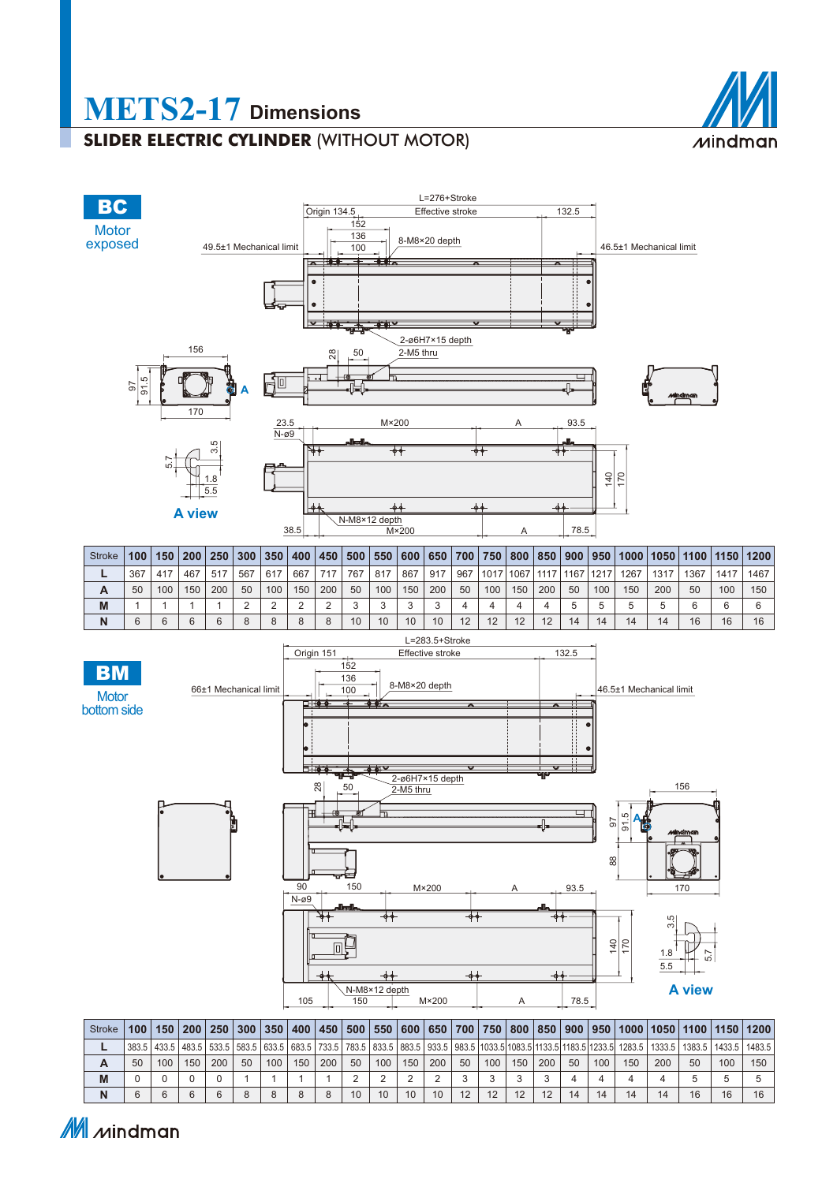# METS2-17 Dimensions

## SLIDER ELECTRIC CYLINDER (WITHOUT MOTOR)

### BC
Motor exposed

L=276+Stroke

Origin 134.5 · Effective stroke · 132.5

152 · 136 · 100 · 8-M8×20 depth

49.5±1 Mechanical limit · 46.5±1 Mechanical limit

2-ø6H7×15 depth · 2-M5 thru

156 · 28 · 50 · 97 · 91.5 · A · 170

23.5 · N-ø9 · M×200 · A · 93.5 · 140 · 170

3.5 · 5.7 · 1.8 · 5.5

A view

N-M8×12 depth · 38.5 · M×200 · A · 78.5

| Stroke | 100 | 150 | 200 | 250 | 300 | 350 | 400 | 450 | 500 | 550 | 600 | 650 | 700 | 750 | 800 | 850 | 900 | 950 | 1000 | 1050 | 1100 | 1150 | 1200 |
|---|---|---|---|---|---|---|---|---|---|---|---|---|---|---|---|---|---|---|---|---|---|---|---|
| L | 367 | 417 | 467 | 517 | 567 | 617 | 667 | 717 | 767 | 817 | 867 | 917 | 967 | 1017 | 1067 | 1117 | 1167 | 1217 | 1267 | 1317 | 1367 | 1417 | 1467 |
| A | 50 | 100 | 150 | 200 | 50 | 100 | 150 | 200 | 50 | 100 | 150 | 200 | 50 | 100 | 150 | 200 | 50 | 100 | 150 | 200 | 50 | 100 | 150 |
| M | 1 | 1 | 1 | 1 | 2 | 2 | 2 | 2 | 3 | 3 | 3 | 3 | 4 | 4 | 4 | 4 | 5 | 5 | 5 | 5 | 6 | 6 | 6 |
| N | 6 | 6 | 6 | 6 | 8 | 8 | 8 | 8 | 10 | 10 | 10 | 10 | 12 | 12 | 12 | 12 | 14 | 14 | 14 | 14 | 16 | 16 | 16 |

### BM
Motor bottom side

L=283.5+Stroke

Origin 151 · Effective stroke · 132.5

152 · 136 · 100 · 8-M8×20 depth

66±1 Mechanical limit · 46.5±1 Mechanical limit

2-ø6H7×15 depth · 2-M5 thru

28 · 50 · 156 · 97 · 91.5 · A · 88 · 170

90 · 150 · N-ø9 · M×200 · A · 93.5 · 140 · 170

3.5 · 1.8 · 5.5 · 5.7

A view

N-M8×12 depth · 105 · 150 · M×200 · A · 78.5

| Stroke | 100 | 150 | 200 | 250 | 300 | 350 | 400 | 450 | 500 | 550 | 600 | 650 | 700 | 750 | 800 | 850 | 900 | 950 | 1000 | 1050 | 1100 | 1150 | 1200 |
|---|---|---|---|---|---|---|---|---|---|---|---|---|---|---|---|---|---|---|---|---|---|---|---|
| L | 383.5 | 433.5 | 483.5 | 533.5 | 583.5 | 633.5 | 683.5 | 733.5 | 783.5 | 833.5 | 883.5 | 933.5 | 983.5 | 1033.5 | 1083.5 | 1133.5 | 1183.5 | 1233.5 | 1283.5 | 1333.5 | 1383.5 | 1433.5 | 1483.5 |
| A | 50 | 100 | 150 | 200 | 50 | 100 | 150 | 200 | 50 | 100 | 150 | 200 | 50 | 100 | 150 | 200 | 50 | 100 | 150 | 200 | 50 | 100 | 150 |
| M | 0 | 0 | 0 | 0 | 1 | 1 | 1 | 1 | 2 | 2 | 2 | 2 | 3 | 3 | 3 | 3 | 4 | 4 | 4 | 4 | 5 | 5 | 5 |
| N | 6 | 6 | 6 | 6 | 8 | 8 | 8 | 8 | 10 | 10 | 10 | 10 | 12 | 12 | 12 | 12 | 14 | 14 | 14 | 14 | 16 | 16 | 16 |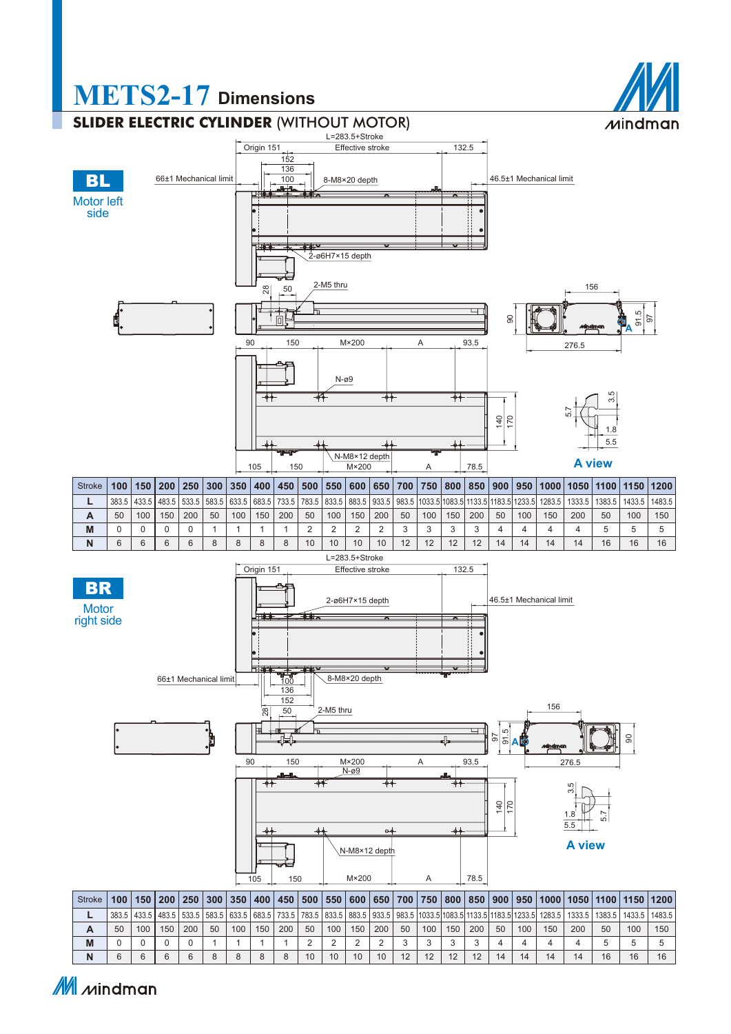# METS2-17 Dimensions

## SLIDER ELECTRIC CYLINDER (WITHOUT MOTOR)

### BL

Motor left side

L=283.5+Stroke

Origin 151

Effective stroke

132.5

152

136

100

66±1 Mechanical limit

8-M8×20 depth

46.5±1 Mechanical limit

2-ø6H7×15 depth

28

50

2-M5 thru

156

90

91.5

97

A

276.5

90

150

M×200

A

93.5

N-ø9

140

170

5.7

3.5

1.8

5.5

A view

N-M8×12 depth

105

150

M×200

A

78.5

| Stroke | 100 | 150 | 200 | 250 | 300 | 350 | 400 | 450 | 500 | 550 | 600 | 650 | 700 | 750 | 800 | 850 | 900 | 950 | 1000 | 1050 | 1100 | 1150 | 1200 |
|---|---|---|---|---|---|---|---|---|---|---|---|---|---|---|---|---|---|---|---|---|---|---|---|
| L | 383.5 | 433.5 | 483.5 | 533.5 | 583.5 | 633.5 | 683.5 | 733.5 | 783.5 | 833.5 | 883.5 | 933.5 | 983.5 | 1033.5 | 1083.5 | 1133.5 | 1183.5 | 1233.5 | 1283.5 | 1333.5 | 1383.5 | 1433.5 | 1483.5 |
| A | 50 | 100 | 150 | 200 | 50 | 100 | 150 | 200 | 50 | 100 | 150 | 200 | 50 | 100 | 150 | 200 | 50 | 100 | 150 | 200 | 50 | 100 | 150 |
| M | 0 | 0 | 0 | 0 | 1 | 1 | 1 | 1 | 2 | 2 | 2 | 2 | 3 | 3 | 3 | 3 | 4 | 4 | 4 | 4 | 5 | 5 | 5 |
| N | 6 | 6 | 6 | 6 | 8 | 8 | 8 | 8 | 10 | 10 | 10 | 10 | 12 | 12 | 12 | 12 | 14 | 14 | 14 | 14 | 16 | 16 | 16 |

### BR

Motor right side

L=283.5+Stroke

Origin 151

Effective stroke

132.5

2-ø6H7×15 depth

46.5±1 Mechanical limit

66±1 Mechanical limit

100

136

152

8-M8×20 depth

28

50

2-M5 thru

156

97

91.5

A

90

276.5

90

150

M×200

A

93.5

N-ø9

140

170

3.5

1.8

5.5

5.7

A view

N-M8×12 depth

105

150

M×200

A

78.5

| Stroke | 100 | 150 | 200 | 250 | 300 | 350 | 400 | 450 | 500 | 550 | 600 | 650 | 700 | 750 | 800 | 850 | 900 | 950 | 1000 | 1050 | 1100 | 1150 | 1200 |
|---|---|---|---|---|---|---|---|---|---|---|---|---|---|---|---|---|---|---|---|---|---|---|---|
| L | 383.5 | 433.5 | 483.5 | 533.5 | 583.5 | 633.5 | 683.5 | 733.5 | 783.5 | 833.5 | 883.5 | 933.5 | 983.5 | 1033.5 | 1083.5 | 1133.5 | 1183.5 | 1233.5 | 1283.5 | 1333.5 | 1383.5 | 1433.5 | 1483.5 |
| A | 50 | 100 | 150 | 200 | 50 | 100 | 150 | 200 | 50 | 100 | 150 | 200 | 50 | 100 | 150 | 200 | 50 | 100 | 150 | 200 | 50 | 100 | 150 |
| M | 0 | 0 | 0 | 0 | 1 | 1 | 1 | 1 | 2 | 2 | 2 | 2 | 3 | 3 | 3 | 3 | 4 | 4 | 4 | 4 | 5 | 5 | 5 |
| N | 6 | 6 | 6 | 6 | 8 | 8 | 8 | 8 | 10 | 10 | 10 | 10 | 12 | 12 | 12 | 12 | 14 | 14 | 14 | 14 | 16 | 16 | 16 |